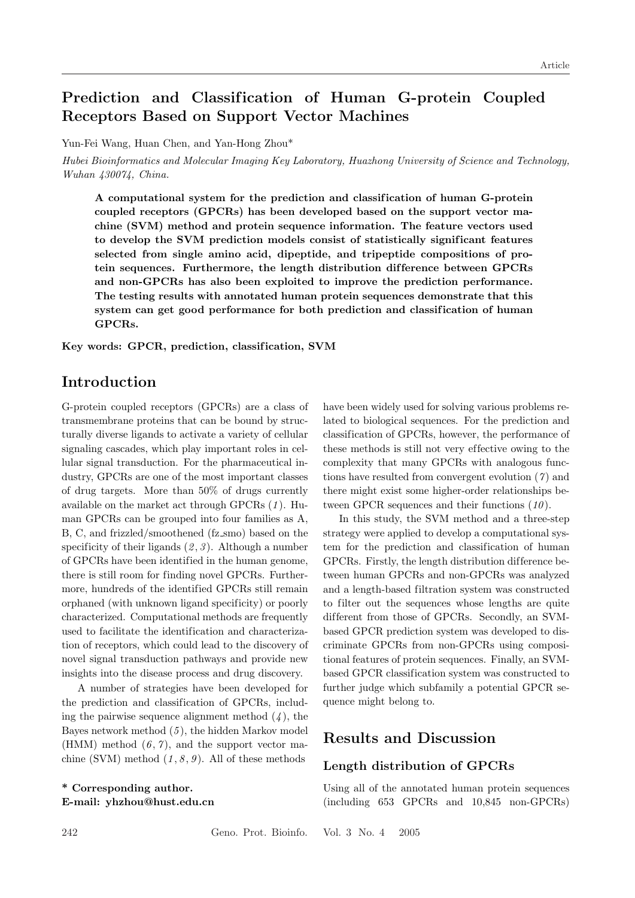# Prediction and Classification of Human G-protein Coupled Receptors Based on Support Vector Machines

Yun-Fei Wang, Huan Chen, and Yan-Hong Zhou*

*Hubei Bioinformatics and Molecular Imaging Key Laboratory, Huazhong University of Science and Technology, Wuhan 430074, China.*

**A computational system for the prediction and classification of human G-protein coupled receptors (GPCRs) has been developed based on the support vector machine (SVM) method and protein sequence information. The feature vectors used to develop the SVM prediction models consist of statistically significant features selected from single amino acid, dipeptide, and tripeptide compositions of protein sequences. Furthermore, the length distribution difference between GPCRs and non-GPCRs has also been exploited to improve the prediction performance. The testing results with annotated human protein sequences demonstrate that this system can get good performance for both prediction and classification of human GPCRs.**

**Key words: GPCR, prediction, classification, SVM**

## Introduction

G-protein coupled receptors (GPCRs) are a class of transmembrane proteins that can be bound by structurally diverse ligands to activate a variety of cellular signaling cascades, which play important roles in cellular signal transduction. For the pharmaceutical industry, GPCRs are one of the most important classes of drug targets. More than 50% of drugs currently available on the market act through GPCRs (*1*). Human GPCRs can be grouped into four families as A, B, C, and frizzled/smoothened (fz_smo) based on the specificity of their ligands (*2*, *3*). Although a number of GPCRs have been identified in the human genome, there is still room for finding novel GPCRs. Furthermore, hundreds of the identified GPCRs still remain orphaned (with unknown ligand specificity) or poorly characterized. Computational methods are frequently used to facilitate the identification and characterization of receptors, which could lead to the discovery of novel signal transduction pathways and provide new insights into the disease process and drug discovery.

A number of strategies have been developed for the prediction and classification of GPCRs, including the pairwise sequence alignment method (*4*), the Bayes network method (*5*), the hidden Markov model (HMM) method (*6*, *7*), and the support vector machine (SVM) method (*1*, *8*, *9*). All of these methods have been widely used for solving various problems related to biological sequences. For the prediction and classification of GPCRs, however, the performance of these methods is still not very effective owing to the complexity that many GPCRs with analogous functions have resulted from convergent evolution (*7*) and there might exist some higher-order relationships between GPCR sequences and their functions (*10*).

In this study, the SVM method and a three-step strategy were applied to develop a computational system for the prediction and classification of human GPCRs. Firstly, the length distribution difference between human GPCRs and non-GPCRs was analyzed and a length-based filtration system was constructed to filter out the sequences whose lengths are quite different from those of GPCRs. Secondly, an SVM-based GPCR prediction system was developed to discriminate GPCRs from non-GPCRs using compositional features of protein sequences. Finally, an SVM-based GPCR classification system was constructed to further judge which subfamily a potential GPCR sequence might belong to.

**\* Corresponding author.**
**E-mail: yhzhou@hust.edu.cn**

## Results and Discussion

### Length distribution of GPCRs

Using all of the annotated human protein sequences (including 653 GPCRs and 10,845 non-GPCRs)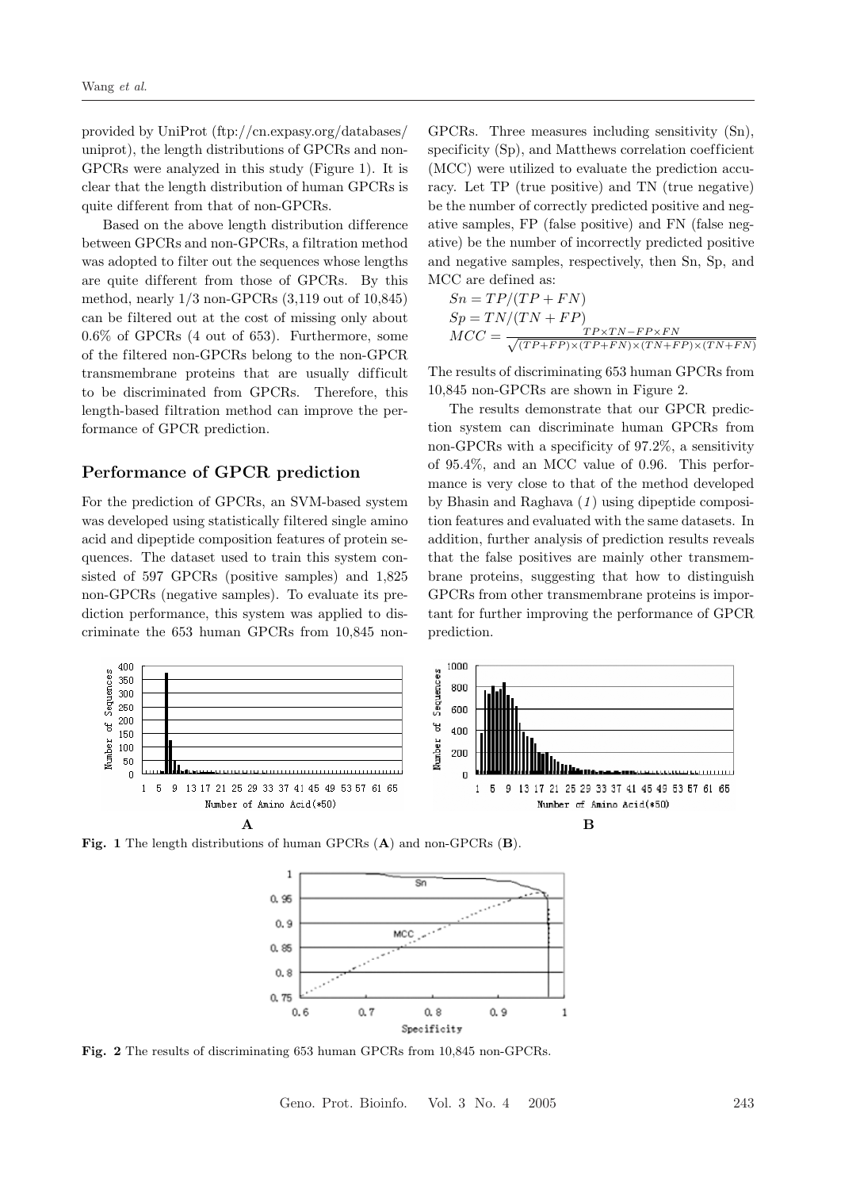provided by UniProt (ftp://cn.expasy.org/databases/uniprot), the length distributions of GPCRs and non-GPCRs were analyzed in this study (Figure 1). It is clear that the length distribution of human GPCRs is quite different from that of non-GPCRs.

Based on the above length distribution difference between GPCRs and non-GPCRs, a filtration method was adopted to filter out the sequences whose lengths are quite different from those of GPCRs. By this method, nearly 1/3 non-GPCRs (3,119 out of 10,845) can be filtered out at the cost of missing only about 0.6% of GPCRs (4 out of 653). Furthermore, some of the filtered non-GPCRs belong to the non-GPCR transmembrane proteins that are usually difficult to be discriminated from GPCRs. Therefore, this length-based filtration method can improve the performance of GPCR prediction.

## Performance of GPCR prediction

For the prediction of GPCRs, an SVM-based system was developed using statistically filtered single amino acid and dipeptide composition features of protein sequences. The dataset used to train this system consisted of 597 GPCRs (positive samples) and 1,825 non-GPCRs (negative samples). To evaluate its prediction performance, this system was applied to discriminate the 653 human GPCRs from 10,845 non-GPCRs. Three measures including sensitivity (Sn), specificity (Sp), and Matthews correlation coefficient (MCC) were utilized to evaluate the prediction accuracy. Let TP (true positive) and TN (true negative) be the number of correctly predicted positive and negative samples, FP (false positive) and FN (false negative) be the number of incorrectly predicted positive and negative samples, respectively, then Sn, Sp, and MCC are defined as:

$$Sn = TP/(TP + FN)$$
$$Sp = TN/(TN + FP)$$
$$MCC = \frac{TP \times TN - FP \times FN}{\sqrt{(TP+FP) \times (TP+FN) \times (TN+FP) \times (TN+FN)}}$$

The results of discriminating 653 human GPCRs from 10,845 non-GPCRs are shown in Figure 2.

The results demonstrate that our GPCR prediction system can discriminate human GPCRs from non-GPCRs with a specificity of 97.2%, a sensitivity of 95.4%, and an MCC value of 0.96. This performance is very close to that of the method developed by Bhasin and Raghava (*1*) using dipeptide composition features and evaluated with the same datasets. In addition, further analysis of prediction results reveals that the false positives are mainly other transmembrane proteins, suggesting that how to distinguish GPCRs from other transmembrane proteins is important for further improving the performance of GPCR prediction.

**Fig. 1** The length distributions of human GPCRs (**A**) and non-GPCRs (**B**).

**Fig. 2** The results of discriminating 653 human GPCRs from 10,845 non-GPCRs.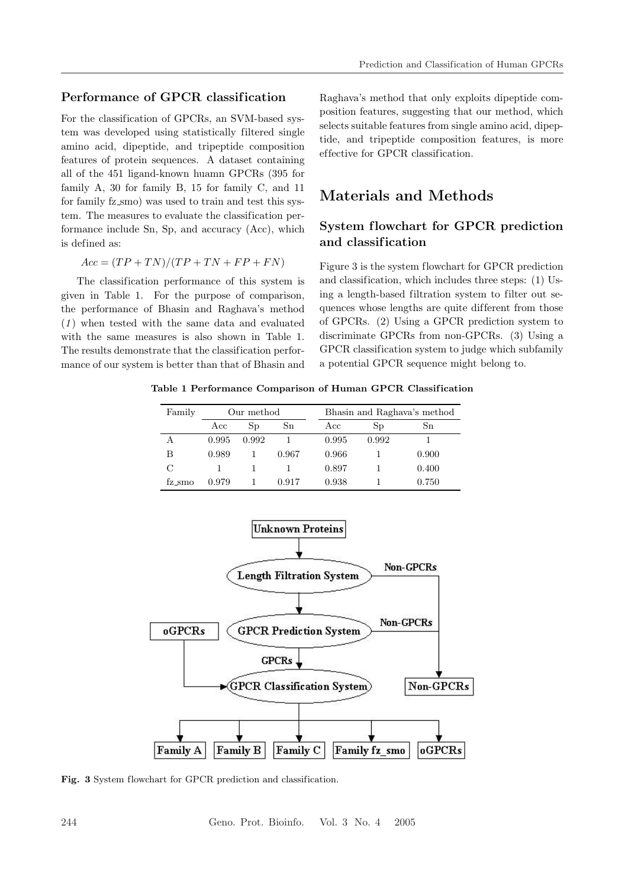## Performance of GPCR classification

For the classification of GPCRs, an SVM-based system was developed using statistically filtered single amino acid, dipeptide, and tripeptide composition features of protein sequences. A dataset containing all of the 451 ligand-known huamn GPCRs (395 for family A, 30 for family B, 15 for family C, and 11 for family fz_smo) was used to train and test this system. The measures to evaluate the classification performance include Sn, Sp, and accuracy (Acc), which is defined as:

$$Acc = (TP + TN)/(TP + TN + FP + FN)$$

The classification performance of this system is given in Table 1. For the purpose of comparison, the performance of Bhasin and Raghava's method (*1*) when tested with the same data and evaluated with the same measures is also shown in Table 1. The results demonstrate that the classification performance of our system is better than that of Bhasin and Raghava's method that only exploits dipeptide composition features, suggesting that our method, which selects suitable features from single amino acid, dipeptide, and tripeptide composition features, is more effective for GPCR classification.

# Materials and Methods

## System flowchart for GPCR prediction and classification

Figure 3 is the system flowchart for GPCR prediction and classification, which includes three steps: (1) Using a length-based filtration system to filter out sequences whose lengths are quite different from those of GPCRs. (2) Using a GPCR prediction system to discriminate GPCRs from non-GPCRs. (3) Using a GPCR classification system to judge which subfamily a potential GPCR sequence might belong to.

**Table 1 Performance Comparison of Human GPCR Classification**

| Family | Our method | | | Bhasin and Raghava's method | | |
|---|---|---|---|---|---|---|
| | Acc | Sp | Sn | Acc | Sp | Sn |
| A | 0.995 | 0.992 | 1 | 0.995 | 0.992 | 1 |
| B | 0.989 | 1 | 0.967 | 0.966 | 1 | 0.900 |
| C | 1 | 1 | 1 | 0.897 | 1 | 0.400 |
| fz_smo | 0.979 | 1 | 0.917 | 0.938 | 1 | 0.750 |

**Fig. 3** System flowchart for GPCR prediction and classification.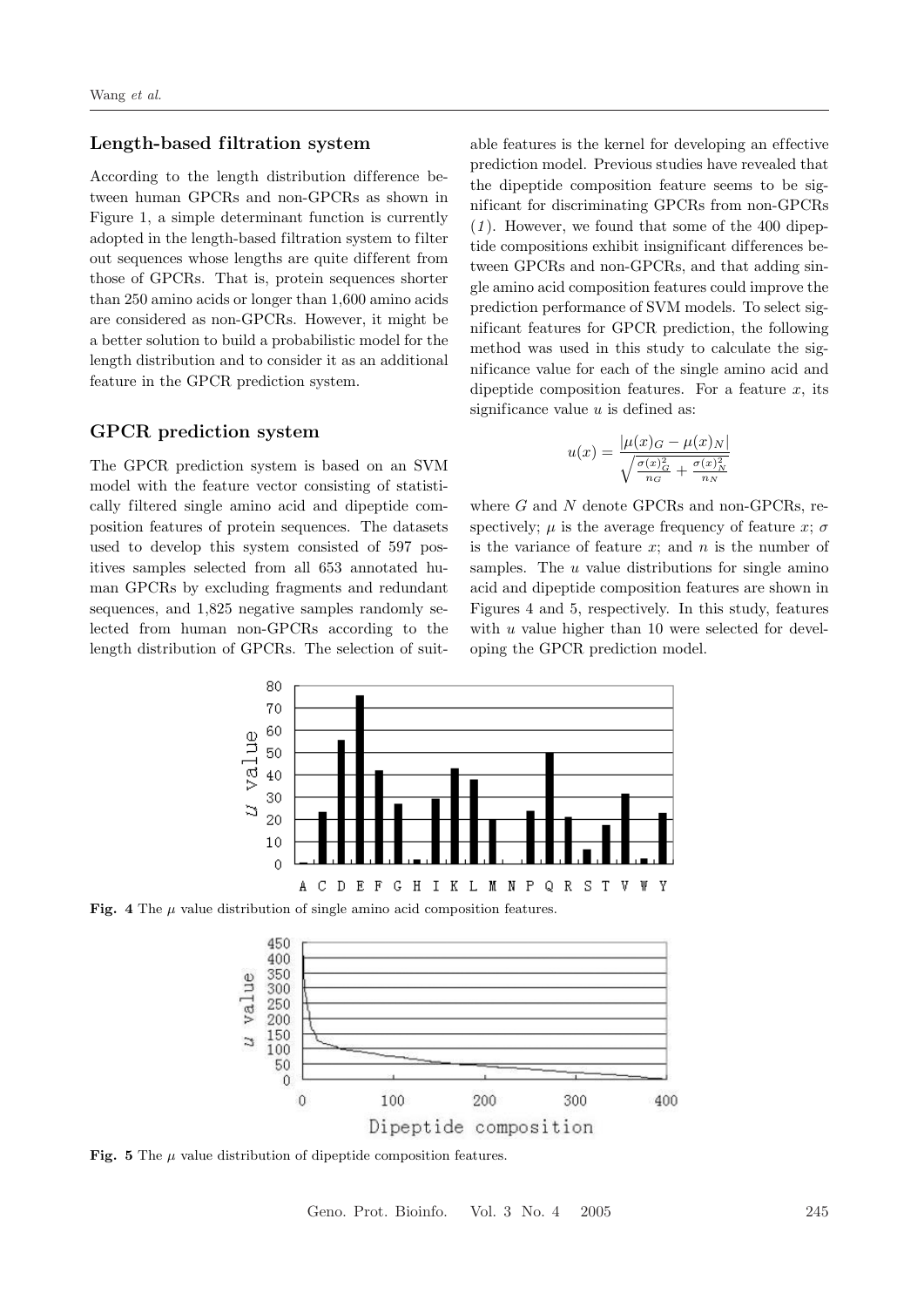## Length-based filtration system

According to the length distribution difference between human GPCRs and non-GPCRs as shown in Figure 1, a simple determinant function is currently adopted in the length-based filtration system to filter out sequences whose lengths are quite different from those of GPCRs. That is, protein sequences shorter than 250 amino acids or longer than 1,600 amino acids are considered as non-GPCRs. However, it might be a better solution to build a probabilistic model for the length distribution and to consider it as an additional feature in the GPCR prediction system.

## GPCR prediction system

The GPCR prediction system is based on an SVM model with the feature vector consisting of statistically filtered single amino acid and dipeptide composition features of protein sequences. The datasets used to develop this system consisted of 597 positives samples selected from all 653 annotated human GPCRs by excluding fragments and redundant sequences, and 1,825 negative samples randomly selected from human non-GPCRs according to the length distribution of GPCRs. The selection of suitable features is the kernel for developing an effective prediction model. Previous studies have revealed that the dipeptide composition feature seems to be significant for discriminating GPCRs from non-GPCRs (*1*). However, we found that some of the 400 dipeptide compositions exhibit insignificant differences between GPCRs and non-GPCRs, and that adding single amino acid composition features could improve the prediction performance of SVM models. To select significant features for GPCR prediction, the following method was used in this study to calculate the significance value for each of the single amino acid and dipeptide composition features. For a feature $x$, its significance value $u$ is defined as:

$$u(x) = \frac{|\mu(x)_G - \mu(x)_N|}{\sqrt{\frac{\sigma(x)_G^2}{n_G} + \frac{\sigma(x)_N^2}{n_N}}}$$

where $G$ and $N$ denote GPCRs and non-GPCRs, respectively; $\mu$ is the average frequency of feature $x$; $\sigma$ is the variance of feature $x$; and $n$ is the number of samples. The $u$ value distributions for single amino acid and dipeptide composition features are shown in Figures 4 and 5, respectively. In this study, features with $u$ value higher than 10 were selected for developing the GPCR prediction model.

**Fig. 4** The $\mu$ value distribution of single amino acid composition features.

**Fig. 5** The $\mu$ value distribution of dipeptide composition features.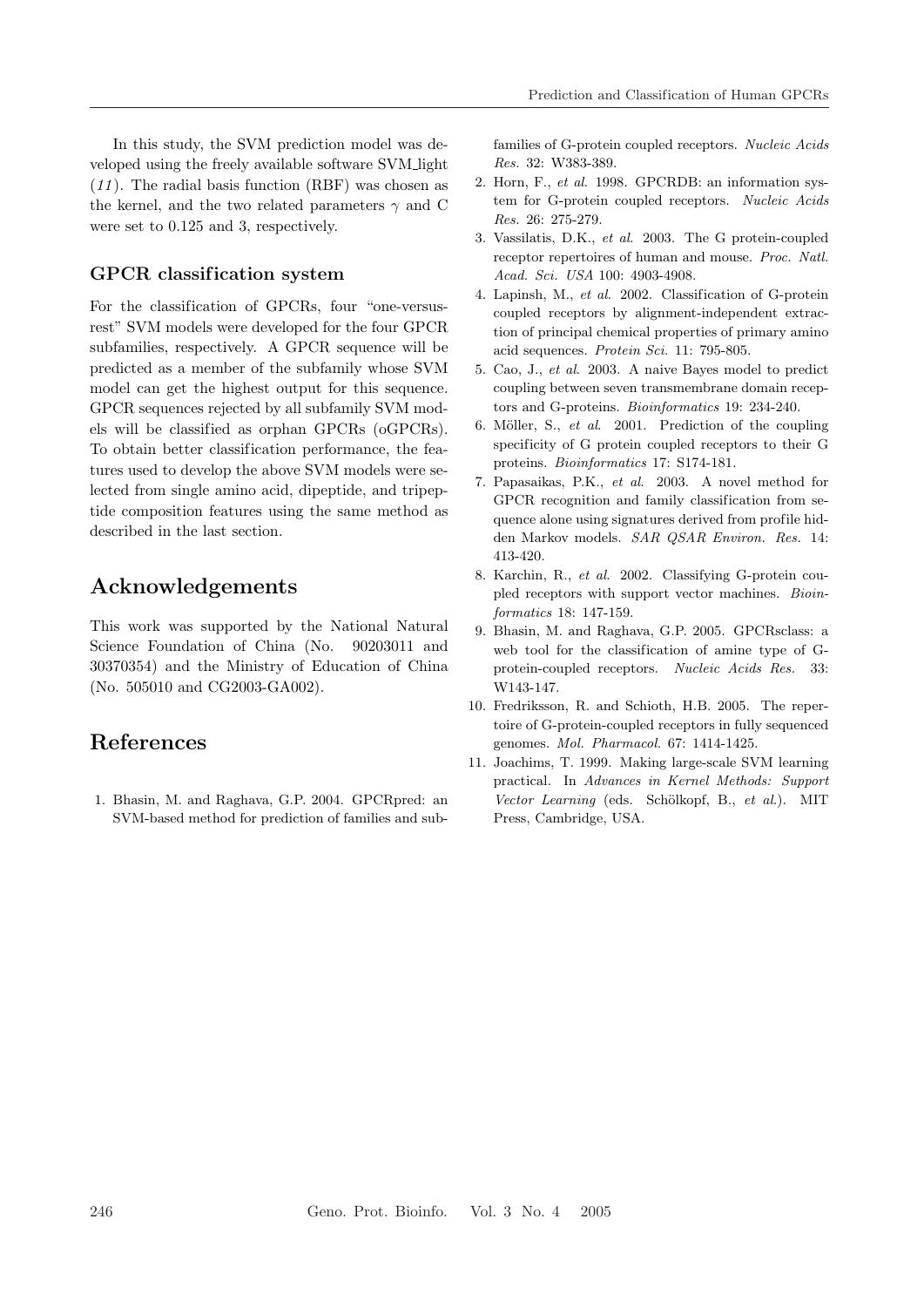In this study, the SVM prediction model was developed using the freely available software SVM_light (*11*). The radial basis function (RBF) was chosen as the kernel, and the two related parameters $\gamma$ and C were set to 0.125 and 3, respectively.

### GPCR classification system

For the classification of GPCRs, four "one-versus-rest" SVM models were developed for the four GPCR subfamilies, respectively. A GPCR sequence will be predicted as a member of the subfamily whose SVM model can get the highest output for this sequence. GPCR sequences rejected by all subfamily SVM models will be classified as orphan GPCRs (oGPCRs). To obtain better classification performance, the features used to develop the above SVM models were selected from single amino acid, dipeptide, and tripeptide composition features using the same method as described in the last section.

## Acknowledgements

This work was supported by the National Natural Science Foundation of China (No. 90203011 and 30370354) and the Ministry of Education of China (No. 505010 and CG2003-GA002).

## References

1. Bhasin, M. and Raghava, G.P. 2004. GPCRpred: an SVM-based method for prediction of families and subfamilies of G-protein coupled receptors. *Nucleic Acids Res.* 32: W383-389.
2. Horn, F., *et al*. 1998. GPCRDB: an information system for G-protein coupled receptors. *Nucleic Acids Res.* 26: 275-279.
3. Vassilatis, D.K., *et al*. 2003. The G protein-coupled receptor repertoires of human and mouse. *Proc. Natl. Acad. Sci. USA* 100: 4903-4908.
4. Lapinsh, M., *et al*. 2002. Classification of G-protein coupled receptors by alignment-independent extraction of principal chemical properties of primary amino acid sequences. *Protein Sci.* 11: 795-805.
5. Cao, J., *et al*. 2003. A naive Bayes model to predict coupling between seven transmembrane domain receptors and G-proteins. *Bioinformatics* 19: 234-240.
6. Möller, S., *et al*. 2001. Prediction of the coupling specificity of G protein coupled receptors to their G proteins. *Bioinformatics* 17: S174-181.
7. Papasaikas, P.K., *et al*. 2003. A novel method for GPCR recognition and family classification from sequence alone using signatures derived from profile hidden Markov models. *SAR QSAR Environ. Res.* 14: 413-420.
8. Karchin, R., *et al*. 2002. Classifying G-protein coupled receptors with support vector machines. *Bioinformatics* 18: 147-159.
9. Bhasin, M. and Raghava, G.P. 2005. GPCRsclass: a web tool for the classification of amine type of G-protein-coupled receptors. *Nucleic Acids Res.* 33: W143-147.
10. Fredriksson, R. and Schioth, H.B. 2005. The repertoire of G-protein-coupled receptors in fully sequenced genomes. *Mol. Pharmacol.* 67: 1414-1425.
11. Joachims, T. 1999. Making large-scale SVM learning practical. In *Advances in Kernel Methods: Support Vector Learning* (eds. Schölkopf, B., *et al*.). MIT Press, Cambridge, USA.